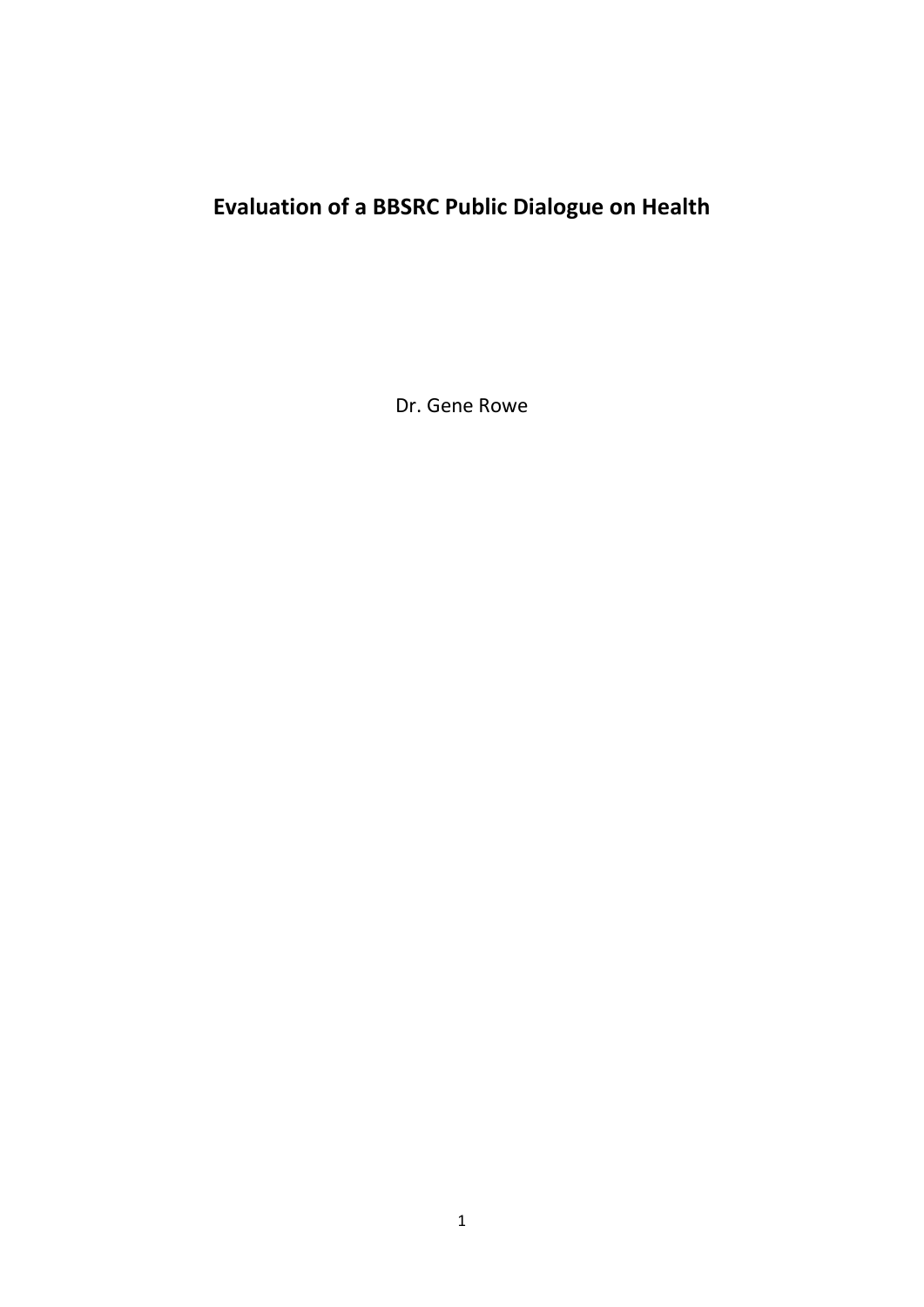# Evaluation of a BBSRC Public Dialogue on Health

Dr. Gene Rowe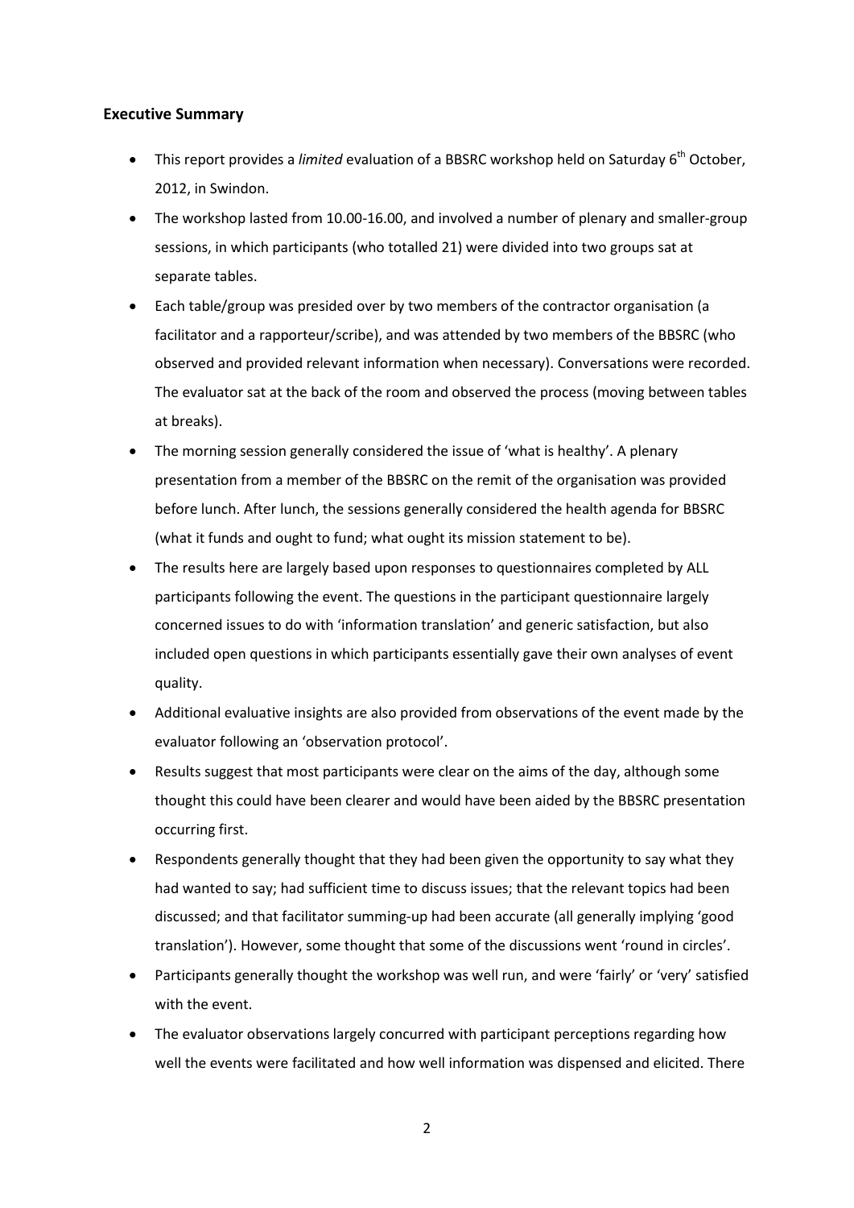## Executive Summary

- This report provides a *limited* evaluation of a BBSRC workshop held on Saturday 6th October, 2012, in Swindon.
- The workshop lasted from 10.00-16.00, and involved a number of plenary and smaller-group sessions, in which participants (who totalled 21) were divided into two groups sat at separate tables.
- Each table/group was presided over by two members of the contractor organisation (a facilitator and a rapporteur/scribe), and was attended by two members of the BBSRC (who observed and provided relevant information when necessary). Conversations were recorded. The evaluator sat at the back of the room and observed the process (moving between tables at breaks).
- The morning session generally considered the issue of 'what is healthy'. A plenary presentation from a member of the BBSRC on the remit of the organisation was provided before lunch. After lunch, the sessions generally considered the health agenda for BBSRC (what it funds and ought to fund; what ought its mission statement to be).
- The results here are largely based upon responses to questionnaires completed by ALL participants following the event. The questions in the participant questionnaire largely concerned issues to do with 'information translation' and generic satisfaction, but also included open questions in which participants essentially gave their own analyses of event quality.
- Additional evaluative insights are also provided from observations of the event made by the evaluator following an 'observation protocol'.
- Results suggest that most participants were clear on the aims of the day, although some thought this could have been clearer and would have been aided by the BBSRC presentation occurring first.
- Respondents generally thought that they had been given the opportunity to say what they had wanted to say; had sufficient time to discuss issues; that the relevant topics had been discussed; and that facilitator summing-up had been accurate (all generally implying 'good translation'). However, some thought that some of the discussions went 'round in circles'.
- Participants generally thought the workshop was well run, and were 'fairly' or 'very' satisfied with the event.
- The evaluator observations largely concurred with participant perceptions regarding how well the events were facilitated and how well information was dispensed and elicited. There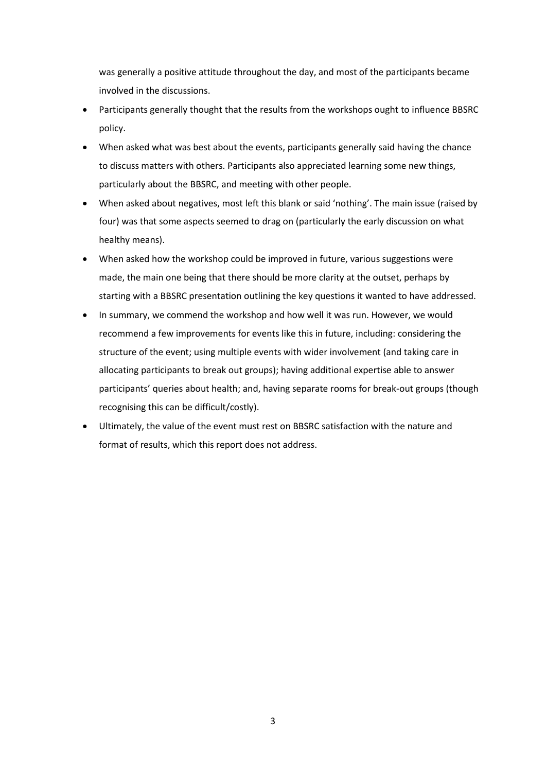was generally a positive attitude throughout the day, and most of the participants became involved in the discussions.

- Participants generally thought that the results from the workshops ought to influence BBSRC policy.
- When asked what was best about the events, participants generally said having the chance to discuss matters with others. Participants also appreciated learning some new things, particularly about the BBSRC, and meeting with other people.
- When asked about negatives, most left this blank or said 'nothing'. The main issue (raised by four) was that some aspects seemed to drag on (particularly the early discussion on what healthy means).
- When asked how the workshop could be improved in future, various suggestions were made, the main one being that there should be more clarity at the outset, perhaps by starting with a BBSRC presentation outlining the key questions it wanted to have addressed.
- In summary, we commend the workshop and how well it was run. However, we would recommend a few improvements for events like this in future, including: considering the structure of the event; using multiple events with wider involvement (and taking care in allocating participants to break out groups); having additional expertise able to answer participants' queries about health; and, having separate rooms for break-out groups (though recognising this can be difficult/costly).
- Ultimately, the value of the event must rest on BBSRC satisfaction with the nature and format of results, which this report does not address.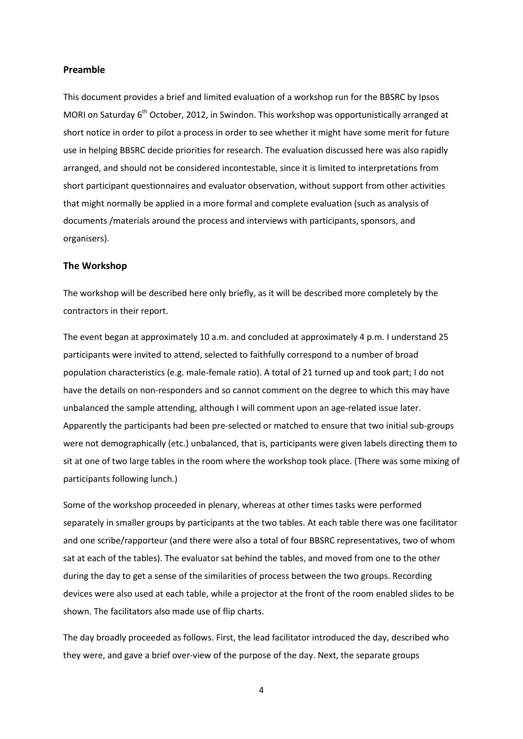## Preamble

This document provides a brief and limited evaluation of a workshop run for the BBSRC by Ipsos MORI on Saturday 6th October, 2012, in Swindon. This workshop was opportunistically arranged at short notice in order to pilot a process in order to see whether it might have some merit for future use in helping BBSRC decide priorities for research. The evaluation discussed here was also rapidly arranged, and should not be considered incontestable, since it is limited to interpretations from short participant questionnaires and evaluator observation, without support from other activities that might normally be applied in a more formal and complete evaluation (such as analysis of documents /materials around the process and interviews with participants, sponsors, and organisers).

## The Workshop

The workshop will be described here only briefly, as it will be described more completely by the contractors in their report.

The event began at approximately 10 a.m. and concluded at approximately 4 p.m. I understand 25 participants were invited to attend, selected to faithfully correspond to a number of broad population characteristics (e.g. male-female ratio). A total of 21 turned up and took part; I do not have the details on non-responders and so cannot comment on the degree to which this may have unbalanced the sample attending, although I will comment upon an age-related issue later. Apparently the participants had been pre-selected or matched to ensure that two initial sub-groups were not demographically (etc.) unbalanced, that is, participants were given labels directing them to sit at one of two large tables in the room where the workshop took place. (There was some mixing of participants following lunch.)

Some of the workshop proceeded in plenary, whereas at other times tasks were performed separately in smaller groups by participants at the two tables. At each table there was one facilitator and one scribe/rapporteur (and there were also a total of four BBSRC representatives, two of whom sat at each of the tables). The evaluator sat behind the tables, and moved from one to the other during the day to get a sense of the similarities of process between the two groups. Recording devices were also used at each table, while a projector at the front of the room enabled slides to be shown. The facilitators also made use of flip charts.

The day broadly proceeded as follows. First, the lead facilitator introduced the day, described who they were, and gave a brief over-view of the purpose of the day. Next, the separate groups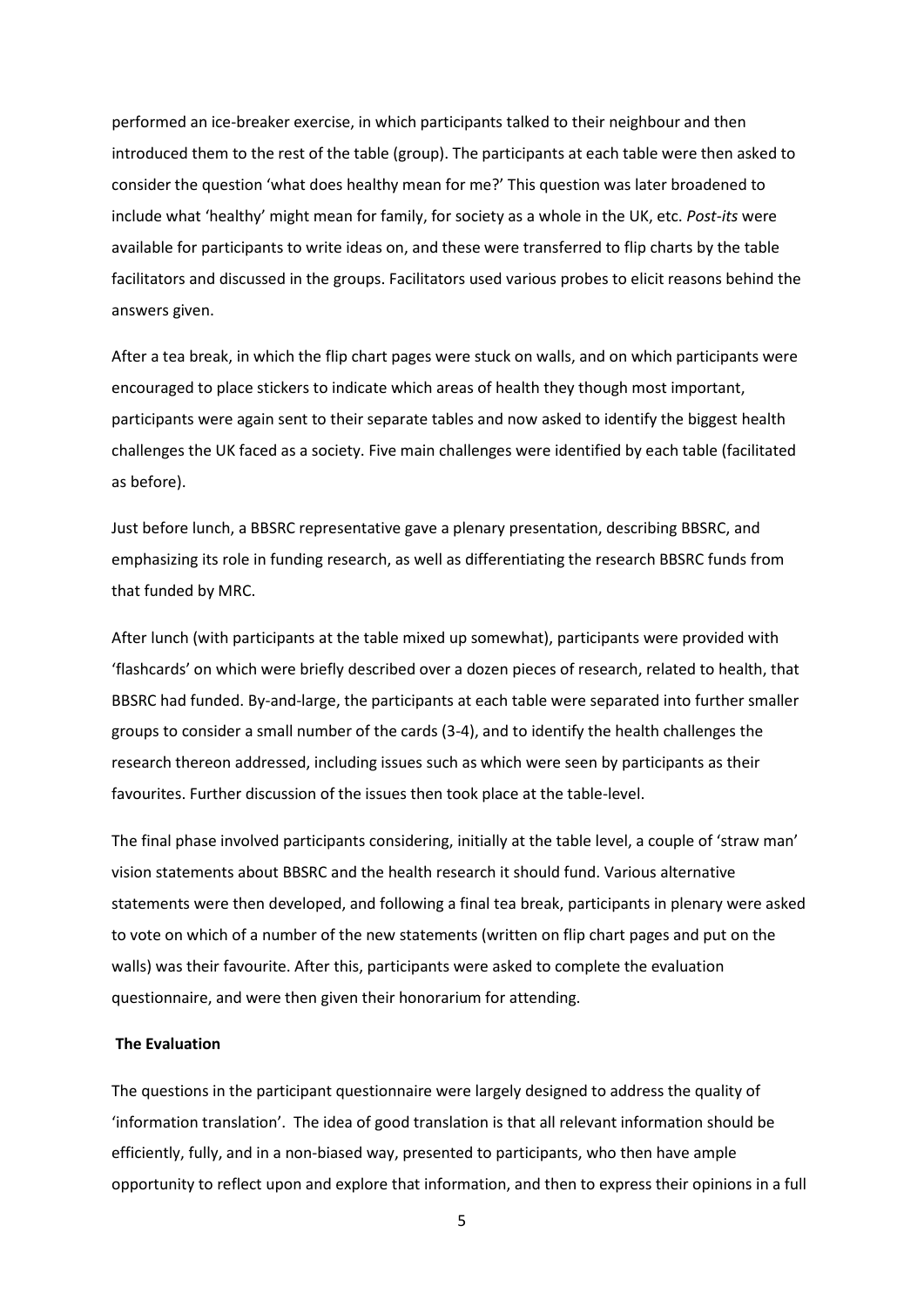performed an ice-breaker exercise, in which participants talked to their neighbour and then introduced them to the rest of the table (group). The participants at each table were then asked to consider the question 'what does healthy mean for me?' This question was later broadened to include what 'healthy' might mean for family, for society as a whole in the UK, etc. *Post-its* were available for participants to write ideas on, and these were transferred to flip charts by the table facilitators and discussed in the groups. Facilitators used various probes to elicit reasons behind the answers given.

After a tea break, in which the flip chart pages were stuck on walls, and on which participants were encouraged to place stickers to indicate which areas of health they though most important, participants were again sent to their separate tables and now asked to identify the biggest health challenges the UK faced as a society. Five main challenges were identified by each table (facilitated as before).

Just before lunch, a BBSRC representative gave a plenary presentation, describing BBSRC, and emphasizing its role in funding research, as well as differentiating the research BBSRC funds from that funded by MRC.

After lunch (with participants at the table mixed up somewhat), participants were provided with 'flashcards' on which were briefly described over a dozen pieces of research, related to health, that BBSRC had funded. By-and-large, the participants at each table were separated into further smaller groups to consider a small number of the cards (3-4), and to identify the health challenges the research thereon addressed, including issues such as which were seen by participants as their favourites. Further discussion of the issues then took place at the table-level.

The final phase involved participants considering, initially at the table level, a couple of 'straw man' vision statements about BBSRC and the health research it should fund. Various alternative statements were then developed, and following a final tea break, participants in plenary were asked to vote on which of a number of the new statements (written on flip chart pages and put on the walls) was their favourite. After this, participants were asked to complete the evaluation questionnaire, and were then given their honorarium for attending.

**The Evaluation**

The questions in the participant questionnaire were largely designed to address the quality of 'information translation'. The idea of good translation is that all relevant information should be efficiently, fully, and in a non-biased way, presented to participants, who then have ample opportunity to reflect upon and explore that information, and then to express their opinions in a full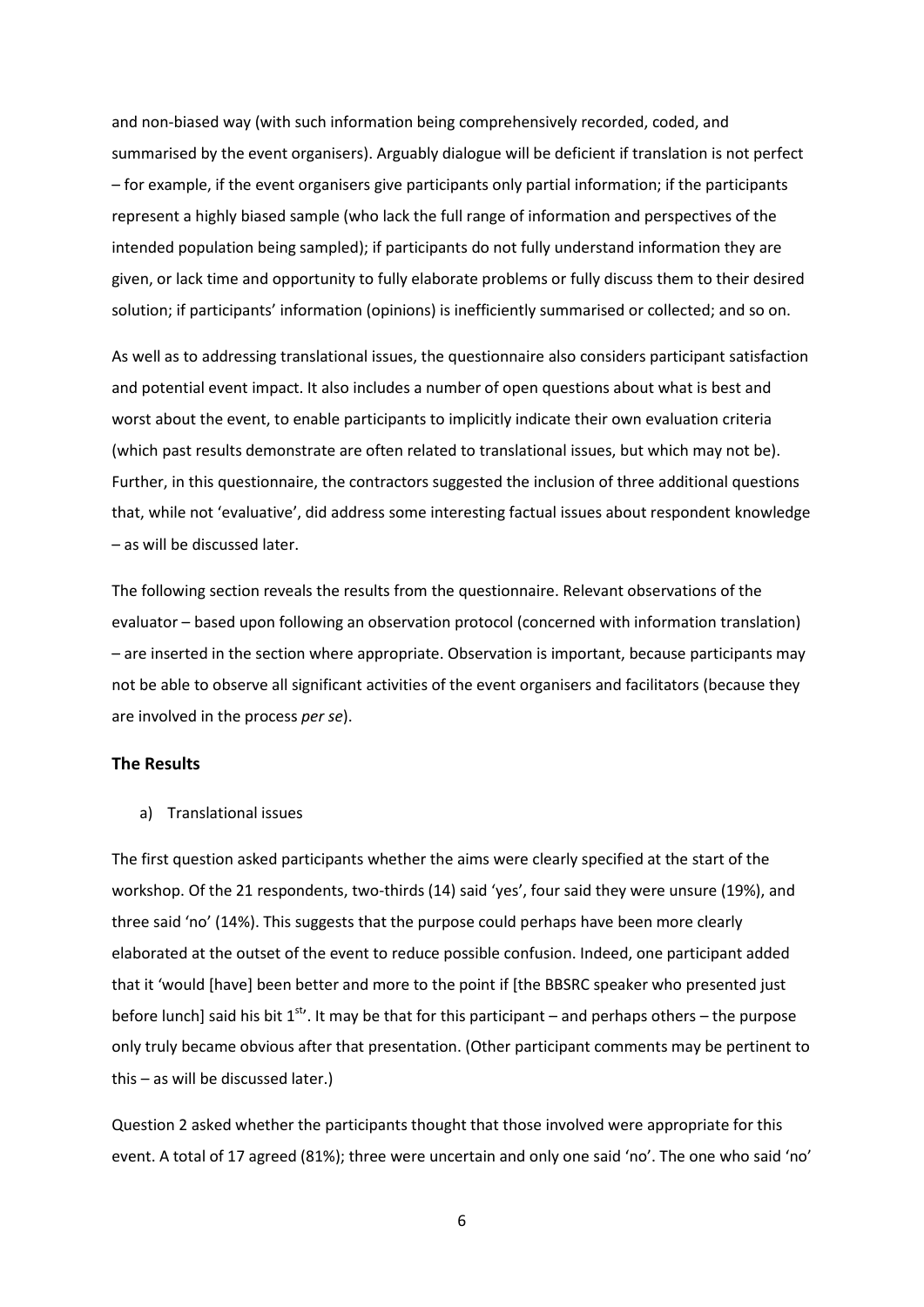and non-biased way (with such information being comprehensively recorded, coded, and summarised by the event organisers). Arguably dialogue will be deficient if translation is not perfect – for example, if the event organisers give participants only partial information; if the participants represent a highly biased sample (who lack the full range of information and perspectives of the intended population being sampled); if participants do not fully understand information they are given, or lack time and opportunity to fully elaborate problems or fully discuss them to their desired solution; if participants' information (opinions) is inefficiently summarised or collected; and so on.

As well as to addressing translational issues, the questionnaire also considers participant satisfaction and potential event impact. It also includes a number of open questions about what is best and worst about the event, to enable participants to implicitly indicate their own evaluation criteria (which past results demonstrate are often related to translational issues, but which may not be). Further, in this questionnaire, the contractors suggested the inclusion of three additional questions that, while not 'evaluative', did address some interesting factual issues about respondent knowledge – as will be discussed later.

The following section reveals the results from the questionnaire. Relevant observations of the evaluator – based upon following an observation protocol (concerned with information translation) – are inserted in the section where appropriate. Observation is important, because participants may not be able to observe all significant activities of the event organisers and facilitators (because they are involved in the process *per se*).

### The Results

a) Translational issues

The first question asked participants whether the aims were clearly specified at the start of the workshop. Of the 21 respondents, two-thirds (14) said 'yes', four said they were unsure (19%), and three said 'no' (14%). This suggests that the purpose could perhaps have been more clearly elaborated at the outset of the event to reduce possible confusion. Indeed, one participant added that it 'would [have] been better and more to the point if [the BBSRC speaker who presented just before lunch] said his bit 1st'. It may be that for this participant – and perhaps others – the purpose only truly became obvious after that presentation. (Other participant comments may be pertinent to this – as will be discussed later.)

Question 2 asked whether the participants thought that those involved were appropriate for this event. A total of 17 agreed (81%); three were uncertain and only one said 'no'. The one who said 'no'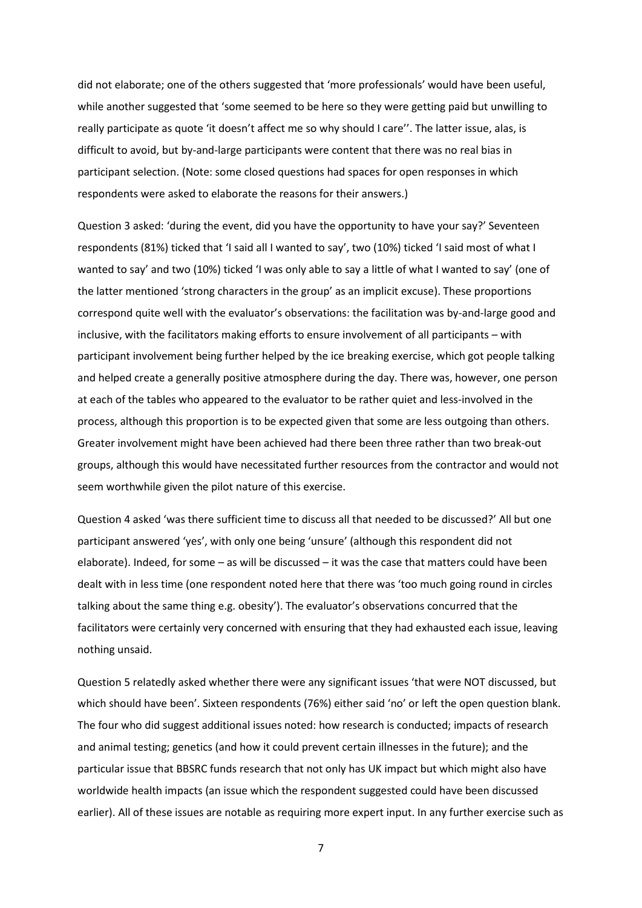did not elaborate; one of the others suggested that 'more professionals' would have been useful, while another suggested that 'some seemed to be here so they were getting paid but unwilling to really participate as quote 'it doesn't affect me so why should I care''. The latter issue, alas, is difficult to avoid, but by-and-large participants were content that there was no real bias in participant selection. (Note: some closed questions had spaces for open responses in which respondents were asked to elaborate the reasons for their answers.)

Question 3 asked: 'during the event, did you have the opportunity to have your say?' Seventeen respondents (81%) ticked that 'I said all I wanted to say', two (10%) ticked 'I said most of what I wanted to say' and two (10%) ticked 'I was only able to say a little of what I wanted to say' (one of the latter mentioned 'strong characters in the group' as an implicit excuse). These proportions correspond quite well with the evaluator's observations: the facilitation was by-and-large good and inclusive, with the facilitators making efforts to ensure involvement of all participants – with participant involvement being further helped by the ice breaking exercise, which got people talking and helped create a generally positive atmosphere during the day. There was, however, one person at each of the tables who appeared to the evaluator to be rather quiet and less-involved in the process, although this proportion is to be expected given that some are less outgoing than others. Greater involvement might have been achieved had there been three rather than two break-out groups, although this would have necessitated further resources from the contractor and would not seem worthwhile given the pilot nature of this exercise.

Question 4 asked 'was there sufficient time to discuss all that needed to be discussed?' All but one participant answered 'yes', with only one being 'unsure' (although this respondent did not elaborate). Indeed, for some – as will be discussed – it was the case that matters could have been dealt with in less time (one respondent noted here that there was 'too much going round in circles talking about the same thing e.g. obesity'). The evaluator's observations concurred that the facilitators were certainly very concerned with ensuring that they had exhausted each issue, leaving nothing unsaid.

Question 5 relatedly asked whether there were any significant issues 'that were NOT discussed, but which should have been'. Sixteen respondents (76%) either said 'no' or left the open question blank. The four who did suggest additional issues noted: how research is conducted; impacts of research and animal testing; genetics (and how it could prevent certain illnesses in the future); and the particular issue that BBSRC funds research that not only has UK impact but which might also have worldwide health impacts (an issue which the respondent suggested could have been discussed earlier). All of these issues are notable as requiring more expert input. In any further exercise such as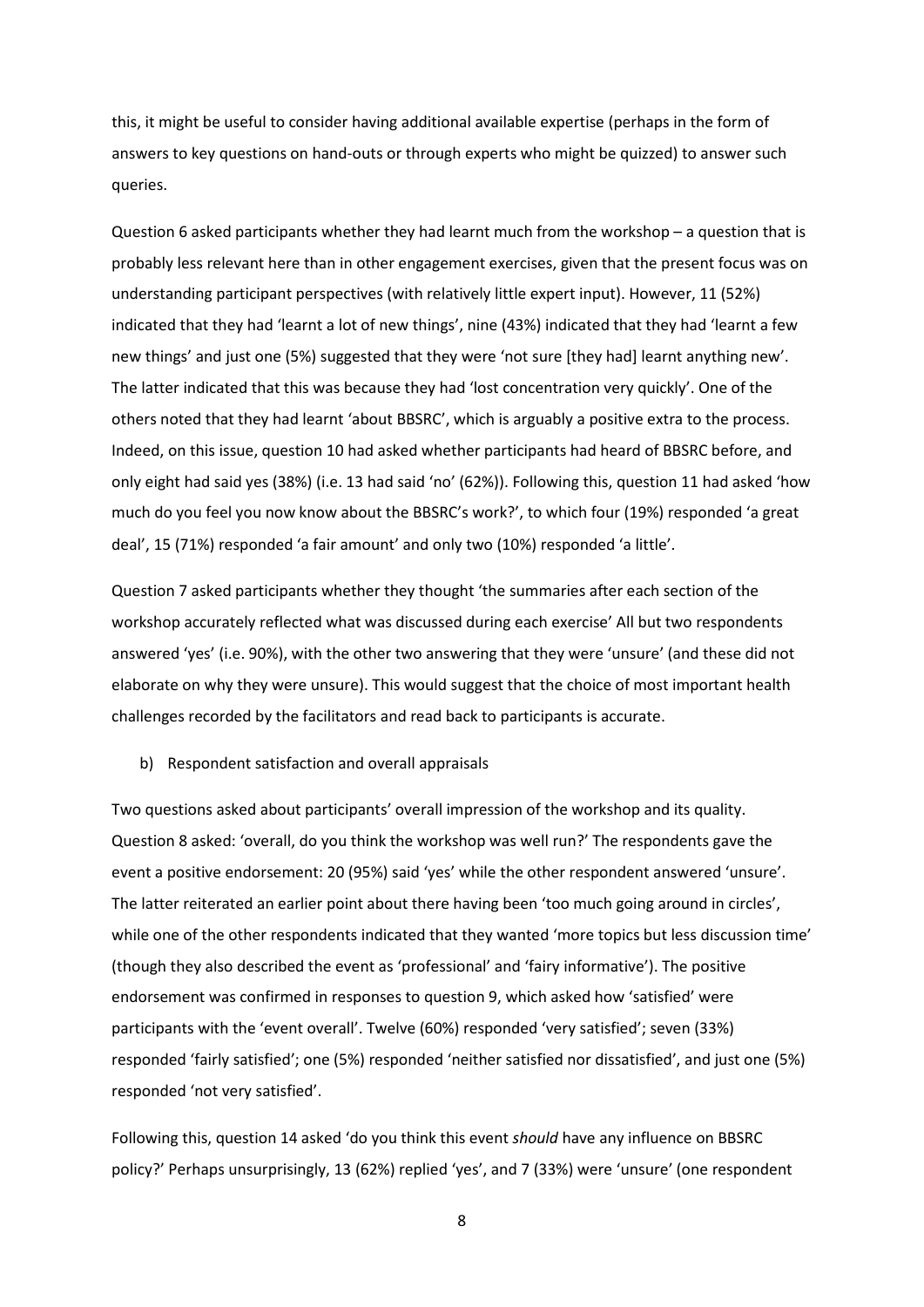this, it might be useful to consider having additional available expertise (perhaps in the form of answers to key questions on hand-outs or through experts who might be quizzed) to answer such queries.

Question 6 asked participants whether they had learnt much from the workshop – a question that is probably less relevant here than in other engagement exercises, given that the present focus was on understanding participant perspectives (with relatively little expert input). However, 11 (52%) indicated that they had 'learnt a lot of new things', nine (43%) indicated that they had 'learnt a few new things' and just one (5%) suggested that they were 'not sure [they had] learnt anything new'. The latter indicated that this was because they had 'lost concentration very quickly'. One of the others noted that they had learnt 'about BBSRC', which is arguably a positive extra to the process. Indeed, on this issue, question 10 had asked whether participants had heard of BBSRC before, and only eight had said yes (38%) (i.e. 13 had said 'no' (62%)). Following this, question 11 had asked 'how much do you feel you now know about the BBSRC's work?', to which four (19%) responded 'a great deal', 15 (71%) responded 'a fair amount' and only two (10%) responded 'a little'.

Question 7 asked participants whether they thought 'the summaries after each section of the workshop accurately reflected what was discussed during each exercise' All but two respondents answered 'yes' (i.e. 90%), with the other two answering that they were 'unsure' (and these did not elaborate on why they were unsure). This would suggest that the choice of most important health challenges recorded by the facilitators and read back to participants is accurate.

b) Respondent satisfaction and overall appraisals

Two questions asked about participants' overall impression of the workshop and its quality. Question 8 asked: 'overall, do you think the workshop was well run?' The respondents gave the event a positive endorsement: 20 (95%) said 'yes' while the other respondent answered 'unsure'. The latter reiterated an earlier point about there having been 'too much going around in circles', while one of the other respondents indicated that they wanted 'more topics but less discussion time' (though they also described the event as 'professional' and 'fairy informative'). The positive endorsement was confirmed in responses to question 9, which asked how 'satisfied' were participants with the 'event overall'. Twelve (60%) responded 'very satisfied'; seven (33%) responded 'fairly satisfied'; one (5%) responded 'neither satisfied nor dissatisfied', and just one (5%) responded 'not very satisfied'.

Following this, question 14 asked 'do you think this event *should* have any influence on BBSRC policy?' Perhaps unsurprisingly, 13 (62%) replied 'yes', and 7 (33%) were 'unsure' (one respondent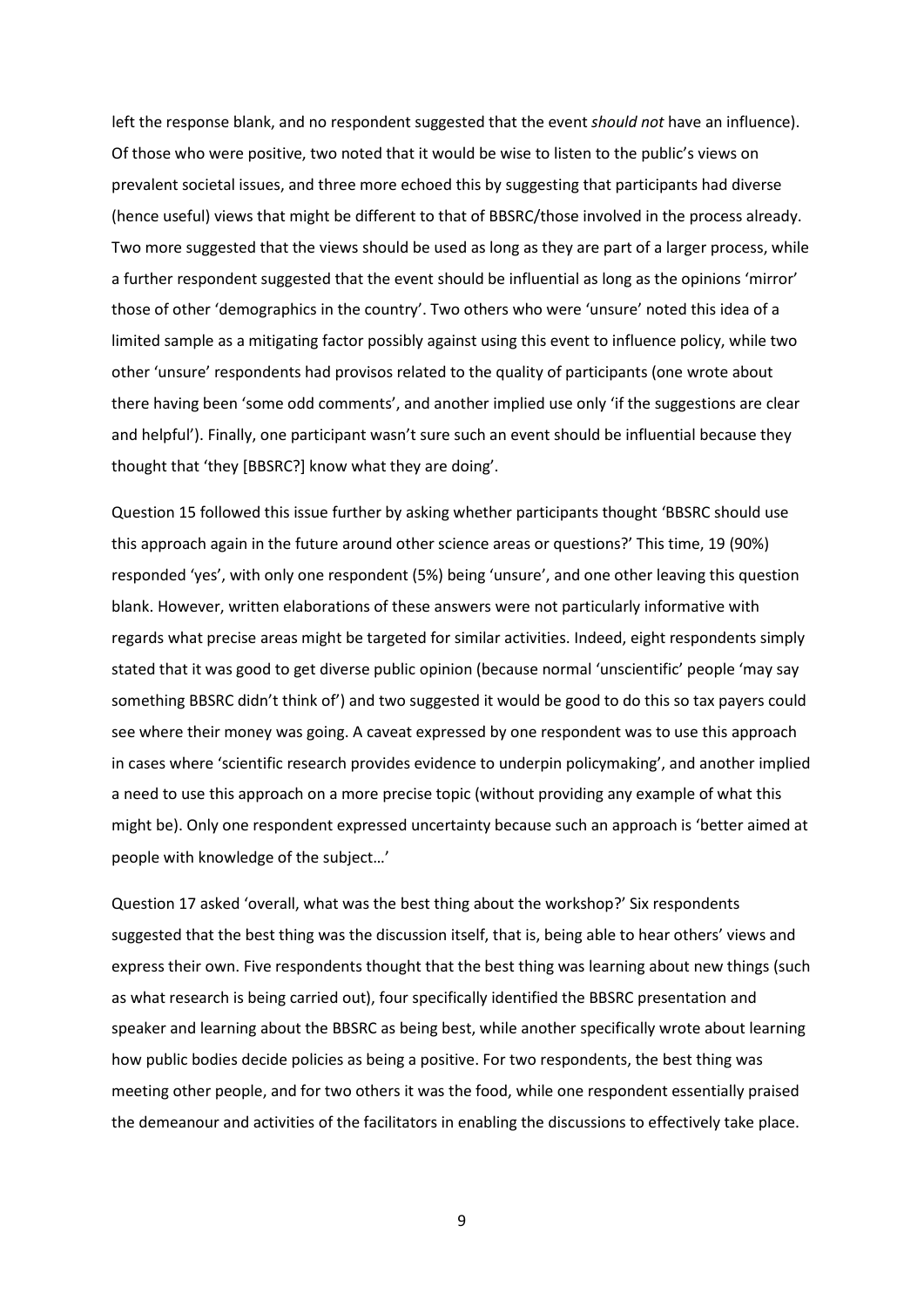left the response blank, and no respondent suggested that the event *should not* have an influence). Of those who were positive, two noted that it would be wise to listen to the public's views on prevalent societal issues, and three more echoed this by suggesting that participants had diverse (hence useful) views that might be different to that of BBSRC/those involved in the process already. Two more suggested that the views should be used as long as they are part of a larger process, while a further respondent suggested that the event should be influential as long as the opinions 'mirror' those of other 'demographics in the country'. Two others who were 'unsure' noted this idea of a limited sample as a mitigating factor possibly against using this event to influence policy, while two other 'unsure' respondents had provisos related to the quality of participants (one wrote about there having been 'some odd comments', and another implied use only 'if the suggestions are clear and helpful'). Finally, one participant wasn't sure such an event should be influential because they thought that 'they [BBSRC?] know what they are doing'.

Question 15 followed this issue further by asking whether participants thought 'BBSRC should use this approach again in the future around other science areas or questions?' This time, 19 (90%) responded 'yes', with only one respondent (5%) being 'unsure', and one other leaving this question blank. However, written elaborations of these answers were not particularly informative with regards what precise areas might be targeted for similar activities. Indeed, eight respondents simply stated that it was good to get diverse public opinion (because normal 'unscientific' people 'may say something BBSRC didn't think of') and two suggested it would be good to do this so tax payers could see where their money was going. A caveat expressed by one respondent was to use this approach in cases where 'scientific research provides evidence to underpin policymaking', and another implied a need to use this approach on a more precise topic (without providing any example of what this might be). Only one respondent expressed uncertainty because such an approach is 'better aimed at people with knowledge of the subject…'

Question 17 asked 'overall, what was the best thing about the workshop?' Six respondents suggested that the best thing was the discussion itself, that is, being able to hear others' views and express their own. Five respondents thought that the best thing was learning about new things (such as what research is being carried out), four specifically identified the BBSRC presentation and speaker and learning about the BBSRC as being best, while another specifically wrote about learning how public bodies decide policies as being a positive. For two respondents, the best thing was meeting other people, and for two others it was the food, while one respondent essentially praised the demeanour and activities of the facilitators in enabling the discussions to effectively take place.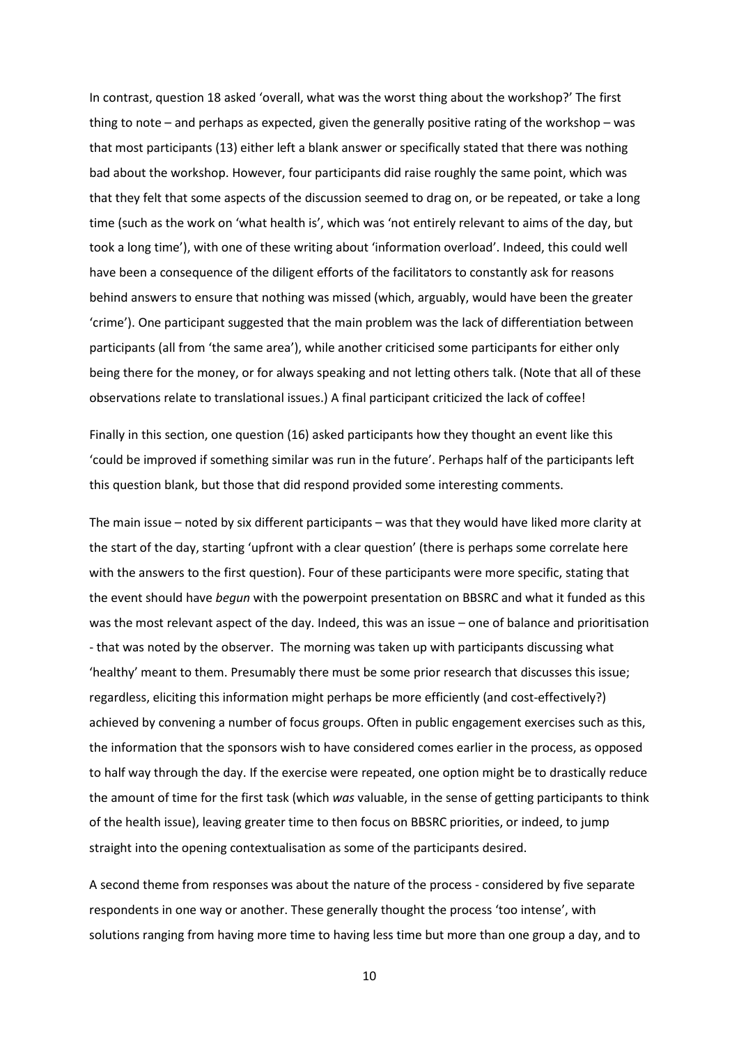In contrast, question 18 asked 'overall, what was the worst thing about the workshop?' The first thing to note – and perhaps as expected, given the generally positive rating of the workshop – was that most participants (13) either left a blank answer or specifically stated that there was nothing bad about the workshop. However, four participants did raise roughly the same point, which was that they felt that some aspects of the discussion seemed to drag on, or be repeated, or take a long time (such as the work on 'what health is', which was 'not entirely relevant to aims of the day, but took a long time'), with one of these writing about 'information overload'. Indeed, this could well have been a consequence of the diligent efforts of the facilitators to constantly ask for reasons behind answers to ensure that nothing was missed (which, arguably, would have been the greater 'crime'). One participant suggested that the main problem was the lack of differentiation between participants (all from 'the same area'), while another criticised some participants for either only being there for the money, or for always speaking and not letting others talk. (Note that all of these observations relate to translational issues.) A final participant criticized the lack of coffee!

Finally in this section, one question (16) asked participants how they thought an event like this 'could be improved if something similar was run in the future'. Perhaps half of the participants left this question blank, but those that did respond provided some interesting comments.

The main issue – noted by six different participants – was that they would have liked more clarity at the start of the day, starting 'upfront with a clear question' (there is perhaps some correlate here with the answers to the first question). Four of these participants were more specific, stating that the event should have *begun* with the powerpoint presentation on BBSRC and what it funded as this was the most relevant aspect of the day. Indeed, this was an issue – one of balance and prioritisation - that was noted by the observer. The morning was taken up with participants discussing what 'healthy' meant to them. Presumably there must be some prior research that discusses this issue; regardless, eliciting this information might perhaps be more efficiently (and cost-effectively?) achieved by convening a number of focus groups. Often in public engagement exercises such as this, the information that the sponsors wish to have considered comes earlier in the process, as opposed to half way through the day. If the exercise were repeated, one option might be to drastically reduce the amount of time for the first task (which *was* valuable, in the sense of getting participants to think of the health issue), leaving greater time to then focus on BBSRC priorities, or indeed, to jump straight into the opening contextualisation as some of the participants desired.

A second theme from responses was about the nature of the process - considered by five separate respondents in one way or another. These generally thought the process 'too intense', with solutions ranging from having more time to having less time but more than one group a day, and to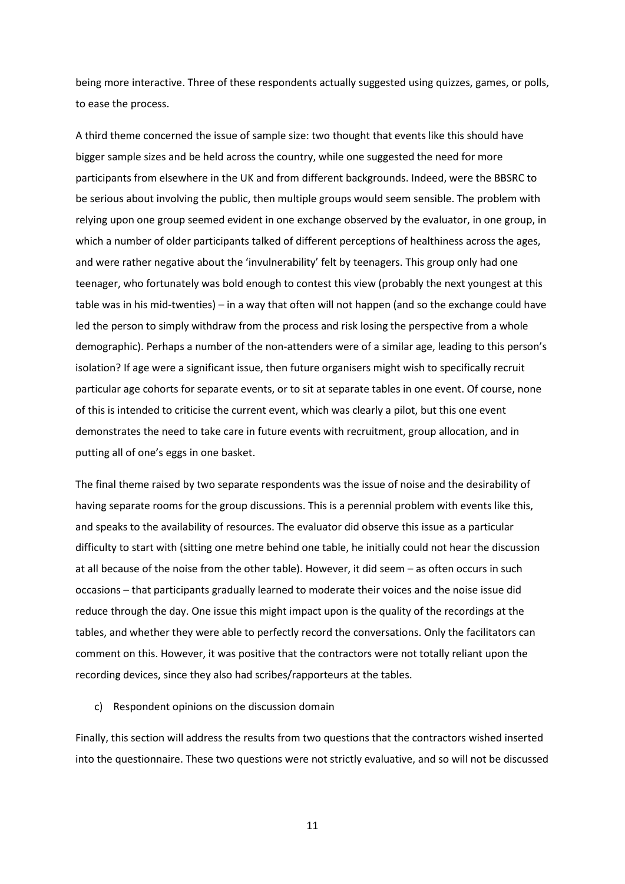being more interactive. Three of these respondents actually suggested using quizzes, games, or polls, to ease the process.

A third theme concerned the issue of sample size: two thought that events like this should have bigger sample sizes and be held across the country, while one suggested the need for more participants from elsewhere in the UK and from different backgrounds. Indeed, were the BBSRC to be serious about involving the public, then multiple groups would seem sensible. The problem with relying upon one group seemed evident in one exchange observed by the evaluator, in one group, in which a number of older participants talked of different perceptions of healthiness across the ages, and were rather negative about the 'invulnerability' felt by teenagers. This group only had one teenager, who fortunately was bold enough to contest this view (probably the next youngest at this table was in his mid-twenties) – in a way that often will not happen (and so the exchange could have led the person to simply withdraw from the process and risk losing the perspective from a whole demographic). Perhaps a number of the non-attenders were of a similar age, leading to this person's isolation? If age were a significant issue, then future organisers might wish to specifically recruit particular age cohorts for separate events, or to sit at separate tables in one event. Of course, none of this is intended to criticise the current event, which was clearly a pilot, but this one event demonstrates the need to take care in future events with recruitment, group allocation, and in putting all of one's eggs in one basket.

The final theme raised by two separate respondents was the issue of noise and the desirability of having separate rooms for the group discussions. This is a perennial problem with events like this, and speaks to the availability of resources. The evaluator did observe this issue as a particular difficulty to start with (sitting one metre behind one table, he initially could not hear the discussion at all because of the noise from the other table). However, it did seem – as often occurs in such occasions – that participants gradually learned to moderate their voices and the noise issue did reduce through the day. One issue this might impact upon is the quality of the recordings at the tables, and whether they were able to perfectly record the conversations. Only the facilitators can comment on this. However, it was positive that the contractors were not totally reliant upon the recording devices, since they also had scribes/rapporteurs at the tables.

c) Respondent opinions on the discussion domain

Finally, this section will address the results from two questions that the contractors wished inserted into the questionnaire. These two questions were not strictly evaluative, and so will not be discussed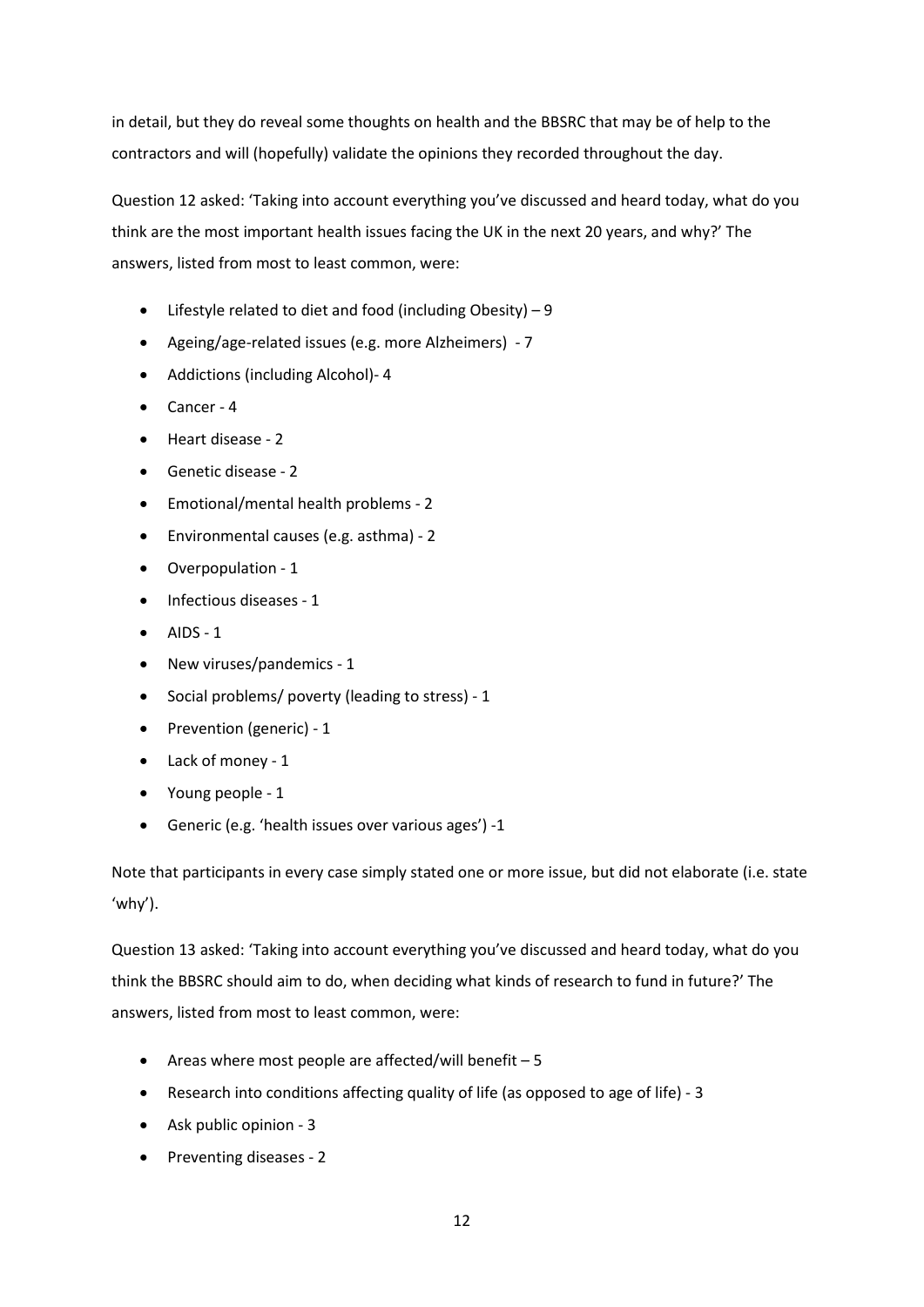in detail, but they do reveal some thoughts on health and the BBSRC that may be of help to the contractors and will (hopefully) validate the opinions they recorded throughout the day.

Question 12 asked: 'Taking into account everything you've discussed and heard today, what do you think are the most important health issues facing the UK in the next 20 years, and why?' The answers, listed from most to least common, were:

- Lifestyle related to diet and food (including Obesity) – 9
- Ageing/age-related issues (e.g. more Alzheimers) - 7
- Addictions (including Alcohol)- 4
- Cancer - 4
- Heart disease - 2
- Genetic disease - 2
- Emotional/mental health problems - 2
- Environmental causes (e.g. asthma) - 2
- Overpopulation - 1
- Infectious diseases - 1
- AIDS - 1
- New viruses/pandemics - 1
- Social problems/ poverty (leading to stress) - 1
- Prevention (generic) - 1
- Lack of money - 1
- Young people - 1
- Generic (e.g. 'health issues over various ages') -1

Note that participants in every case simply stated one or more issue, but did not elaborate (i.e. state 'why').

Question 13 asked: 'Taking into account everything you've discussed and heard today, what do you think the BBSRC should aim to do, when deciding what kinds of research to fund in future?' The answers, listed from most to least common, were:

- Areas where most people are affected/will benefit – 5
- Research into conditions affecting quality of life (as opposed to age of life) - 3
- Ask public opinion - 3
- Preventing diseases - 2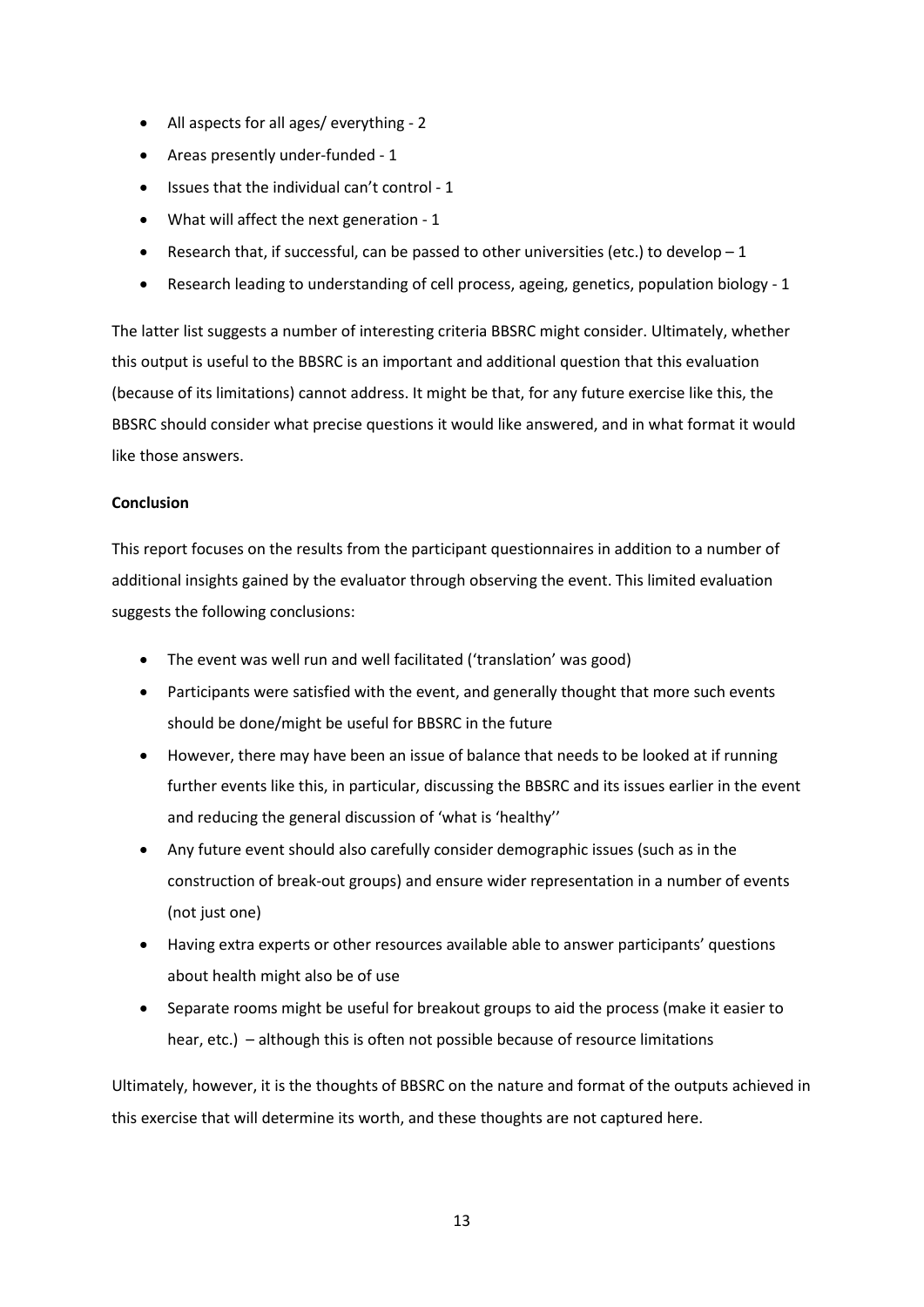- All aspects for all ages/ everything - 2
- Areas presently under-funded - 1
- Issues that the individual can't control - 1
- What will affect the next generation - 1
- Research that, if successful, can be passed to other universities (etc.) to develop – 1
- Research leading to understanding of cell process, ageing, genetics, population biology - 1

The latter list suggests a number of interesting criteria BBSRC might consider. Ultimately, whether this output is useful to the BBSRC is an important and additional question that this evaluation (because of its limitations) cannot address. It might be that, for any future exercise like this, the BBSRC should consider what precise questions it would like answered, and in what format it would like those answers.

**Conclusion**

This report focuses on the results from the participant questionnaires in addition to a number of additional insights gained by the evaluator through observing the event. This limited evaluation suggests the following conclusions:

- The event was well run and well facilitated ('translation' was good)
- Participants were satisfied with the event, and generally thought that more such events should be done/might be useful for BBSRC in the future
- However, there may have been an issue of balance that needs to be looked at if running further events like this, in particular, discussing the BBSRC and its issues earlier in the event and reducing the general discussion of 'what is 'healthy''
- Any future event should also carefully consider demographic issues (such as in the construction of break-out groups) and ensure wider representation in a number of events (not just one)
- Having extra experts or other resources available able to answer participants' questions about health might also be of use
- Separate rooms might be useful for breakout groups to aid the process (make it easier to hear, etc.) – although this is often not possible because of resource limitations

Ultimately, however, it is the thoughts of BBSRC on the nature and format of the outputs achieved in this exercise that will determine its worth, and these thoughts are not captured here.